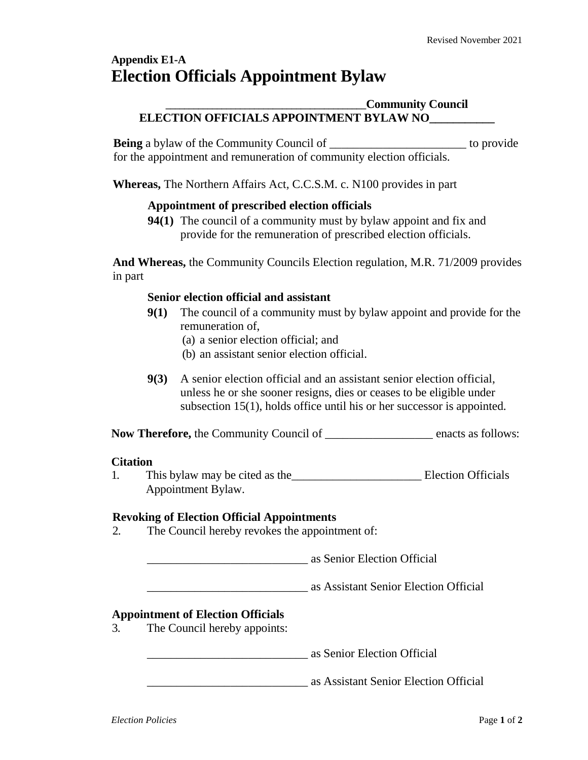## Appendix E1-A

# Election Officials Appointment Bylaw

**__________________________________Community Council**
**ELECTION OFFICIALS APPOINTMENT BYLAW NO___________**

**Being** a bylaw of the Community Council of _______________________ to provide for the appointment and remuneration of community election officials.

**Whereas,** The Northern Affairs Act, C.C.S.M. c. N100 provides in part

> **Appointment of prescribed election officials**
>
> **94(1)** The council of a community must by bylaw appoint and fix and provide for the remuneration of prescribed election officials.

**And Whereas,** the Community Councils Election regulation, M.R. 71/2009 provides in part

> **Senior election official and assistant**
>
> **9(1)** The council of a community must by bylaw appoint and provide for the remuneration of,
> (a) a senior election official; and
> (b) an assistant senior election official.
>
> **9(3)** A senior election official and an assistant senior election official, unless he or she sooner resigns, dies or ceases to be eligible under subsection 15(1), holds office until his or her successor is appointed.

**Now Therefore,** the Community Council of __________________ enacts as follows:

**Citation**

1. This bylaw may be cited as the______________________ Election Officials Appointment Bylaw.

**Revoking of Election Official Appointments**

2. The Council hereby revokes the appointment of:

   ___________________________ as Senior Election Official

   ___________________________ as Assistant Senior Election Official

**Appointment of Election Officials**

3. The Council hereby appoints:

   ___________________________ as Senior Election Official

   ___________________________ as Assistant Senior Election Official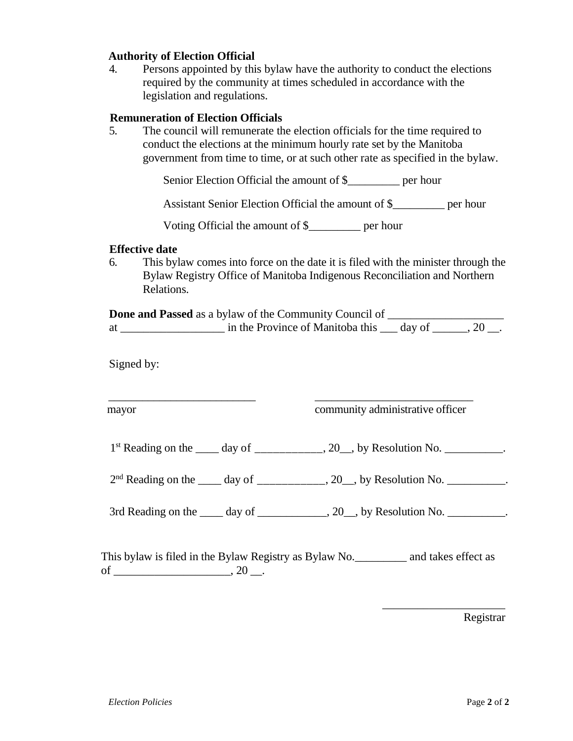**Authority of Election Official**

4. Persons appointed by this bylaw have the authority to conduct the elections required by the community at times scheduled in accordance with the legislation and regulations.

**Remuneration of Election Officials**

5. The council will remunerate the election officials for the time required to conduct the elections at the minimum hourly rate set by the Manitoba government from time to time, or at such other rate as specified in the bylaw.

   Senior Election Official the amount of $_________ per hour

   Assistant Senior Election Official the amount of $_________ per hour

   Voting Official the amount of $_________ per hour

**Effective date**

6. This bylaw comes into force on the date it is filed with the minister through the Bylaw Registry Office of Manitoba Indigenous Reconciliation and Northern Relations.

**Done and Passed** as a bylaw of the Community Council of ____________________ at __________________ in the Province of Manitoba this ___ day of ______, 20 __.

Signed by:

__________________________ __________________________

mayor community administrative officer

1st Reading on the ____ day of ___________, 20__, by Resolution No. __________.

2nd Reading on the ____ day of ___________, 20__, by Resolution No. __________.

3rd Reading on the ____ day of ____________, 20__, by Resolution No. __________.

This bylaw is filed in the Bylaw Registry as Bylaw No._________ and takes effect as of ____________________, 20 __.

______________________

Registrar